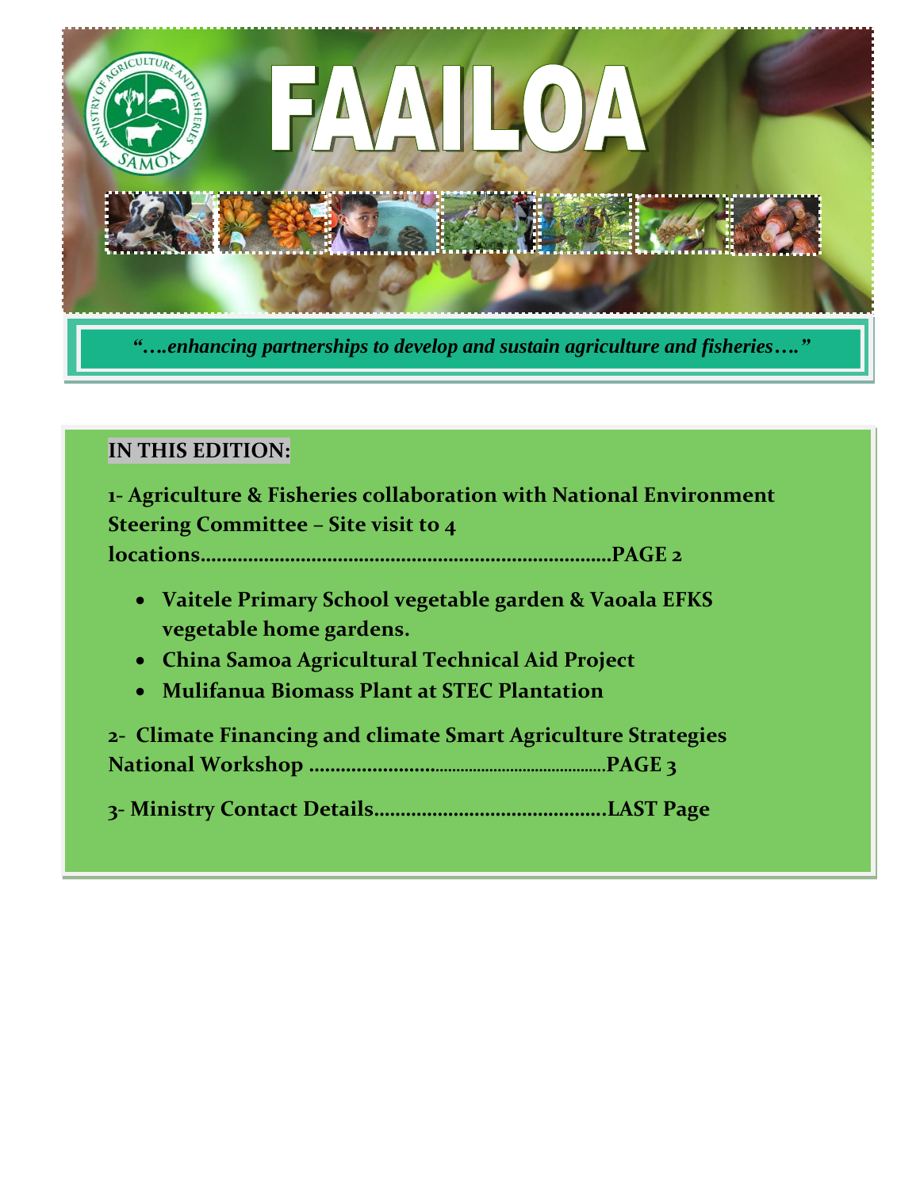# FAAILOA

*"….enhancing partnerships to develop and sustain agriculture and fisheries…."*

**IN THIS EDITION:**

**1- Agriculture & Fisheries collaboration with National Environment Steering Committee – Site visit to 4 locations……………………………………………………………………PAGE 2**

- **Vaitele Primary School vegetable garden & Vaoala EFKS vegetable home gardens.**
- **China Samoa Agricultural Technical Aid Project**
- **Mulifanua Biomass Plant at STEC Plantation**

**2- Climate Financing and climate Smart Agriculture Strategies National Workshop ……………………………………………………PAGE 3**

**3- Ministry Contact Details…………………………………….LAST Page**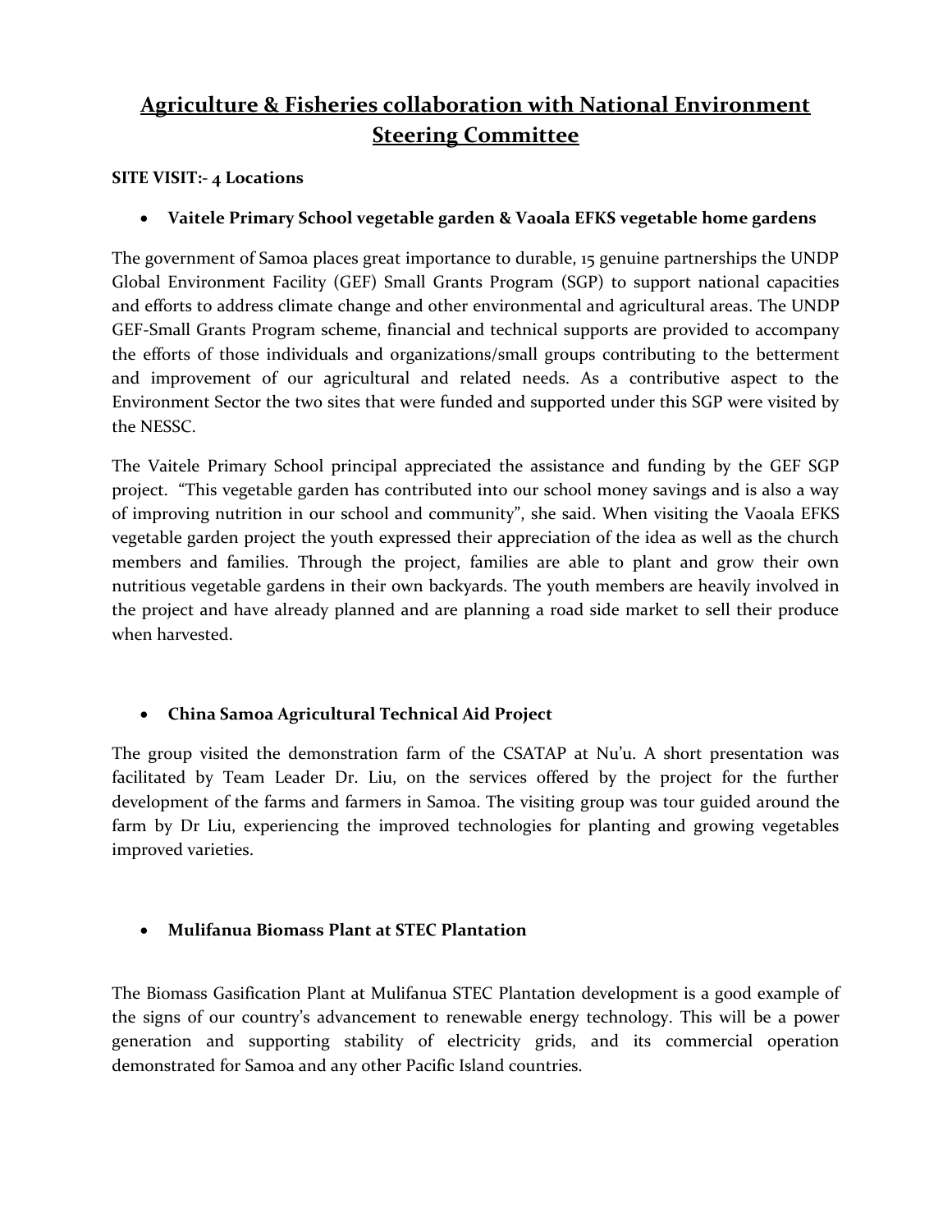# Agriculture & Fisheries collaboration with National Environment Steering Committee

**SITE VISIT:- 4 Locations**

- **Vaitele Primary School vegetable garden & Vaoala EFKS vegetable home gardens**

The government of Samoa places great importance to durable, 15 genuine partnerships the UNDP Global Environment Facility (GEF) Small Grants Program (SGP) to support national capacities and efforts to address climate change and other environmental and agricultural areas. The UNDP GEF-Small Grants Program scheme, financial and technical supports are provided to accompany the efforts of those individuals and organizations/small groups contributing to the betterment and improvement of our agricultural and related needs. As a contributive aspect to the Environment Sector the two sites that were funded and supported under this SGP were visited by the NESSC.

The Vaitele Primary School principal appreciated the assistance and funding by the GEF SGP project. "This vegetable garden has contributed into our school money savings and is also a way of improving nutrition in our school and community", she said. When visiting the Vaoala EFKS vegetable garden project the youth expressed their appreciation of the idea as well as the church members and families. Through the project, families are able to plant and grow their own nutritious vegetable gardens in their own backyards. The youth members are heavily involved in the project and have already planned and are planning a road side market to sell their produce when harvested.

- **China Samoa Agricultural Technical Aid Project**

The group visited the demonstration farm of the CSATAP at Nu'u. A short presentation was facilitated by Team Leader Dr. Liu, on the services offered by the project for the further development of the farms and farmers in Samoa. The visiting group was tour guided around the farm by Dr Liu, experiencing the improved technologies for planting and growing vegetables improved varieties.

- **Mulifanua Biomass Plant at STEC Plantation**

The Biomass Gasification Plant at Mulifanua STEC Plantation development is a good example of the signs of our country's advancement to renewable energy technology. This will be a power generation and supporting stability of electricity grids, and its commercial operation demonstrated for Samoa and any other Pacific Island countries.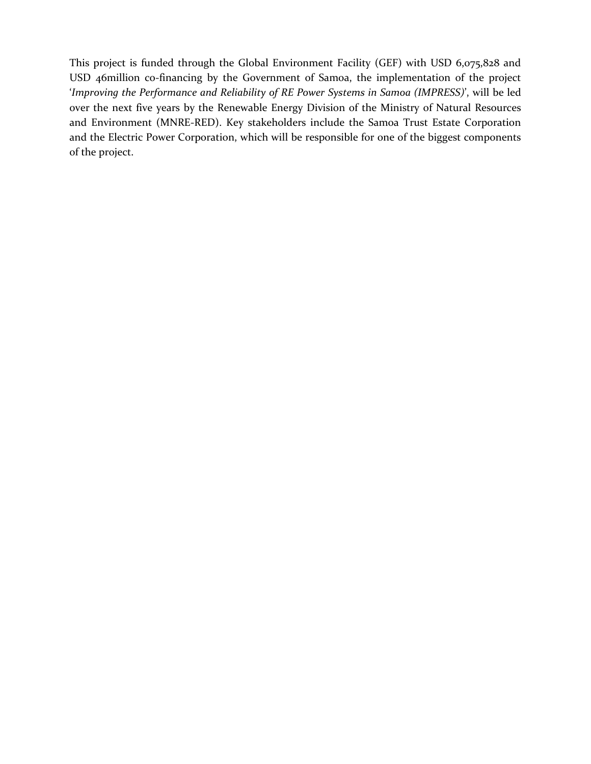This project is funded through the Global Environment Facility (GEF) with USD 6,075,828 and USD 46million co-financing by the Government of Samoa, the implementation of the project '*Improving the Performance and Reliability of RE Power Systems in Samoa (IMPRESS)*', will be led over the next five years by the Renewable Energy Division of the Ministry of Natural Resources and Environment (MNRE-RED). Key stakeholders include the Samoa Trust Estate Corporation and the Electric Power Corporation, which will be responsible for one of the biggest components of the project.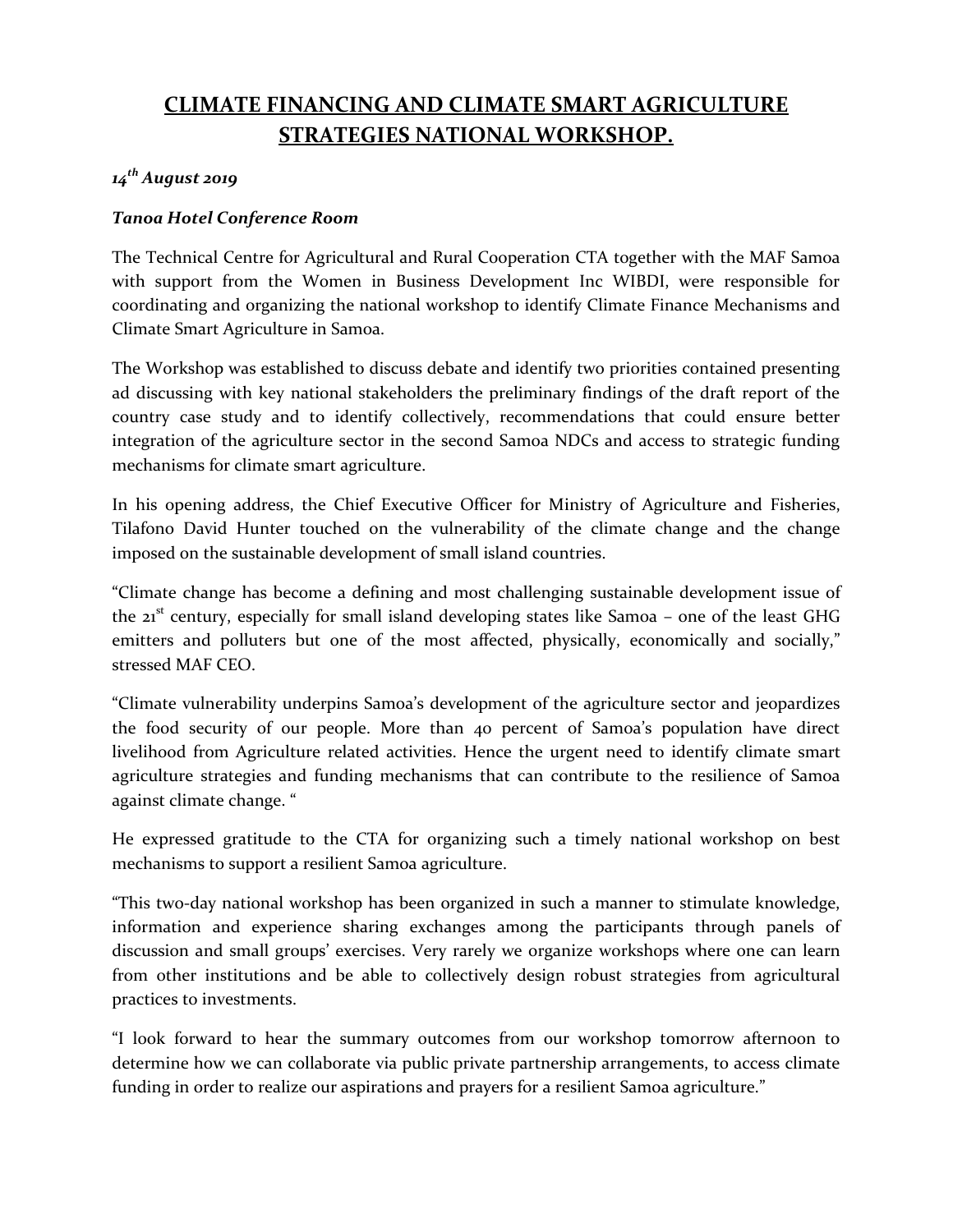# CLIMATE FINANCING AND CLIMATE SMART AGRICULTURE STRATEGIES NATIONAL WORKSHOP.

***14th August 2019***

***Tanoa Hotel Conference Room***

The Technical Centre for Agricultural and Rural Cooperation CTA together with the MAF Samoa with support from the Women in Business Development Inc WIBDI, were responsible for coordinating and organizing the national workshop to identify Climate Finance Mechanisms and Climate Smart Agriculture in Samoa.

The Workshop was established to discuss debate and identify two priorities contained presenting ad discussing with key national stakeholders the preliminary findings of the draft report of the country case study and to identify collectively, recommendations that could ensure better integration of the agriculture sector in the second Samoa NDCs and access to strategic funding mechanisms for climate smart agriculture.

In his opening address, the Chief Executive Officer for Ministry of Agriculture and Fisheries, Tilafono David Hunter touched on the vulnerability of the climate change and the change imposed on the sustainable development of small island countries.

"Climate change has become a defining and most challenging sustainable development issue of the 21st century, especially for small island developing states like Samoa – one of the least GHG emitters and polluters but one of the most affected, physically, economically and socially," stressed MAF CEO.

"Climate vulnerability underpins Samoa's development of the agriculture sector and jeopardizes the food security of our people. More than 40 percent of Samoa's population have direct livelihood from Agriculture related activities. Hence the urgent need to identify climate smart agriculture strategies and funding mechanisms that can contribute to the resilience of Samoa against climate change. "

He expressed gratitude to the CTA for organizing such a timely national workshop on best mechanisms to support a resilient Samoa agriculture.

"This two-day national workshop has been organized in such a manner to stimulate knowledge, information and experience sharing exchanges among the participants through panels of discussion and small groups' exercises. Very rarely we organize workshops where one can learn from other institutions and be able to collectively design robust strategies from agricultural practices to investments.

"I look forward to hear the summary outcomes from our workshop tomorrow afternoon to determine how we can collaborate via public private partnership arrangements, to access climate funding in order to realize our aspirations and prayers for a resilient Samoa agriculture."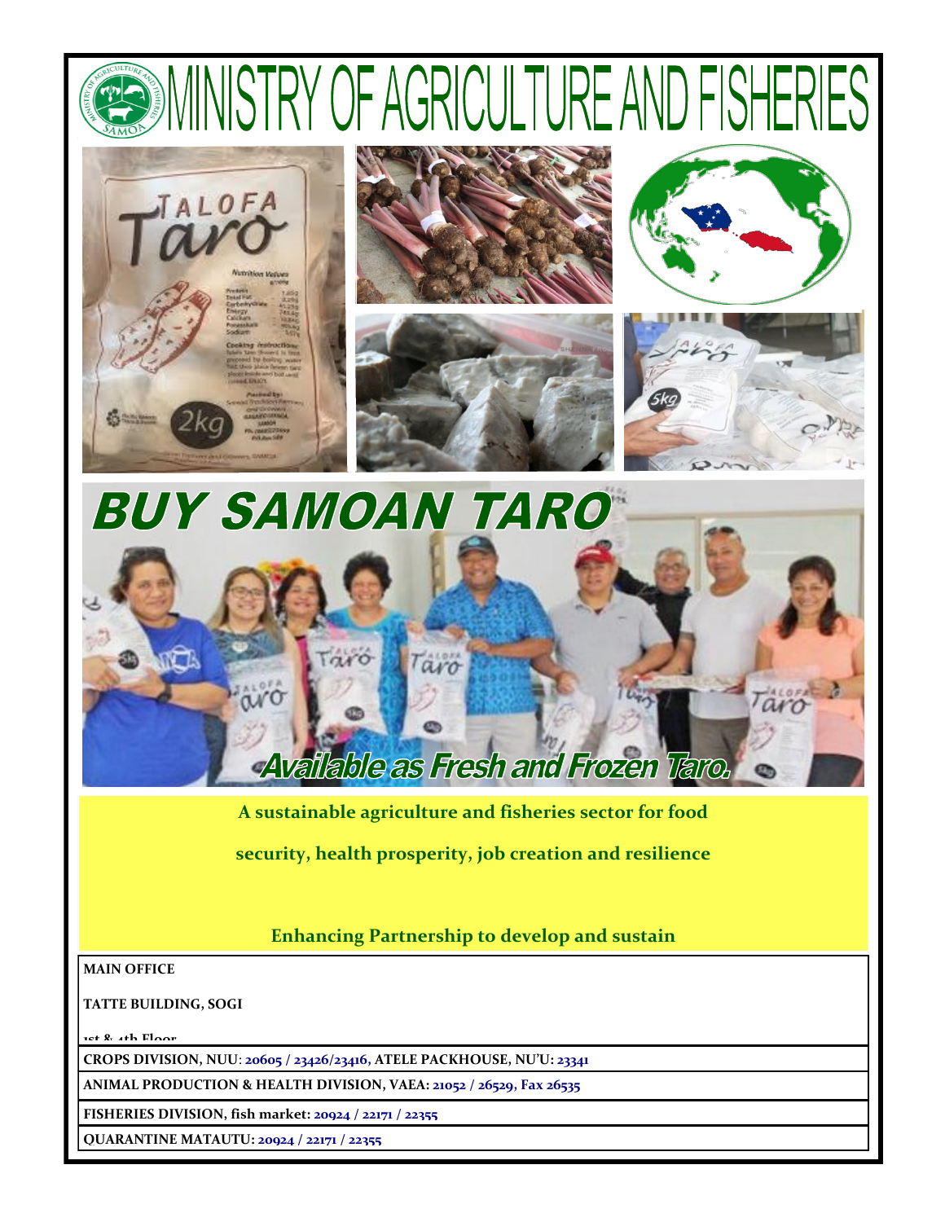# MINISTRY OF AGRICULTURE AND FISHERIES

## BUY SAMOAN TARO

**Available as Fresh and Frozen Taro.**

**A sustainable agriculture and fisheries sector for food security, health prosperity, job creation and resilience**

**Enhancing Partnership to develop and sustain**

**MAIN OFFICE**

**TATTE BUILDING, SOGI**

**1st & 4th Floor**

**CROPS DIVISION, NUU: 20605 / 23426/23416, ATELE PACKHOUSE, NU'U: 23341**

**ANIMAL PRODUCTION & HEALTH DIVISION, VAEA: 21052 / 26529, Fax 26535**

**FISHERIES DIVISION, fish market: 20924 / 22171 / 22355**

**QUARANTINE MATAUTU: 20924 / 22171 / 22355**